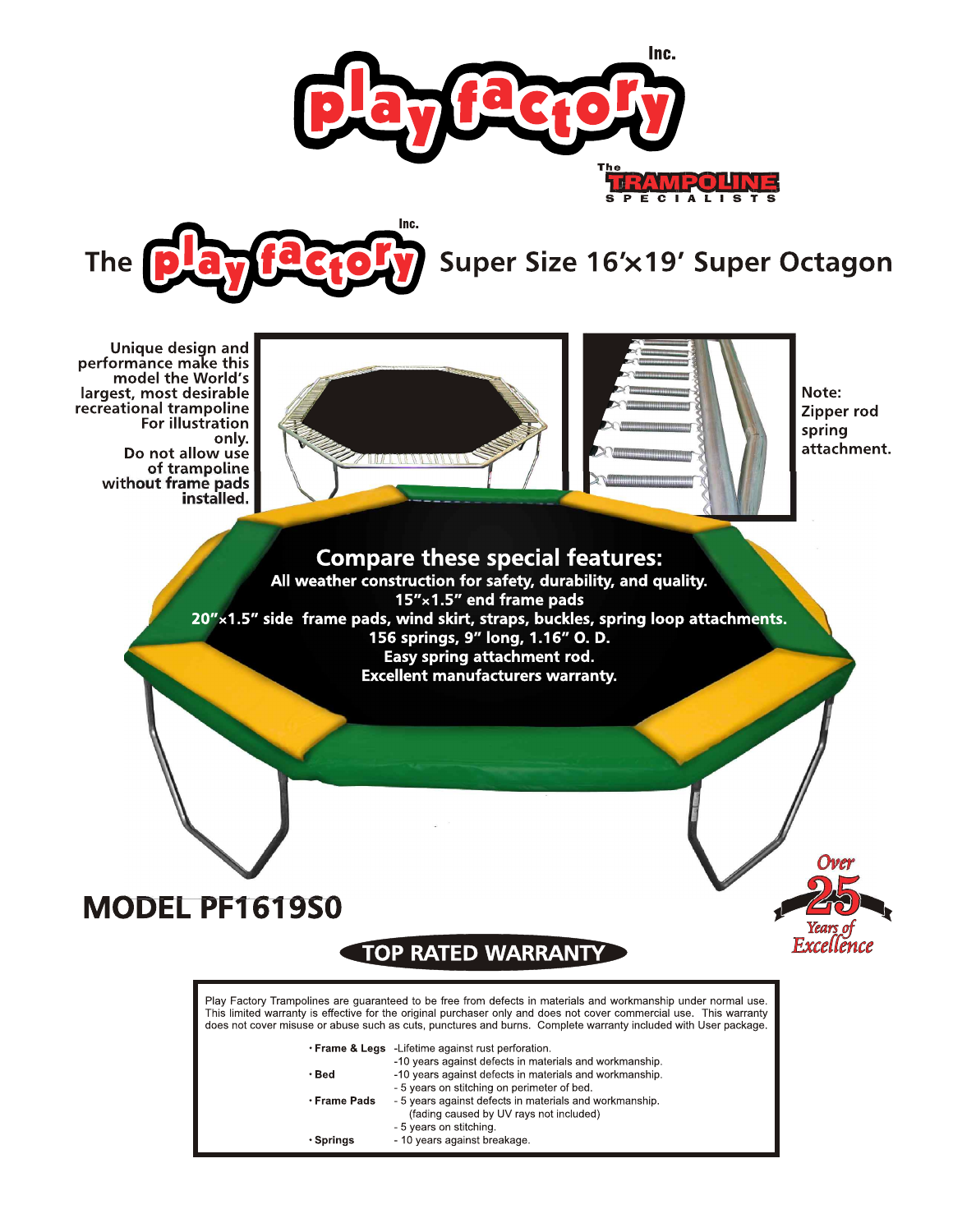# play factory Inc.

The TRAMPOLINE SPECIALISTS

## The play factory Inc. Super Size 16'×19' Super Octagon

Unique design and performance make this model the World's largest, most desirable recreational trampoline For illustration only. Do not allow use of trampoline without frame pads installed.

Note: Zipper rod spring attachment.

### Compare these special features:

**All weather construction for safety, durability, and quality.**
**15"×1.5" end frame pads**
**20"×1.5" side frame pads, wind skirt, straps, buckles, spring loop attachments.**
**156 springs, 9" long, 1.16" O. D.**
**Easy spring attachment rod.**
**Excellent manufacturers warranty.**

## MODEL PF1619S0

Over 25 Years of Excellence

### TOP RATED WARRANTY

Play Factory Trampolines are guaranteed to be free from defects in materials and workmanship under normal use. This limited warranty is effective for the original purchaser only and does not cover commercial use. This warranty does not cover misuse or abuse such as cuts, punctures and burns. Complete warranty included with User package.

- **Frame & Legs**
  - Lifetime against rust perforation.
  - 10 years against defects in materials and workmanship.
- **Bed**
  - 10 years against defects in materials and workmanship.
  - 5 years on stitching on perimeter of bed.
- **Frame Pads**
  - 5 years against defects in materials and workmanship. (fading caused by UV rays not included)
  - 5 years on stitching.
- **Springs**
  - 10 years against breakage.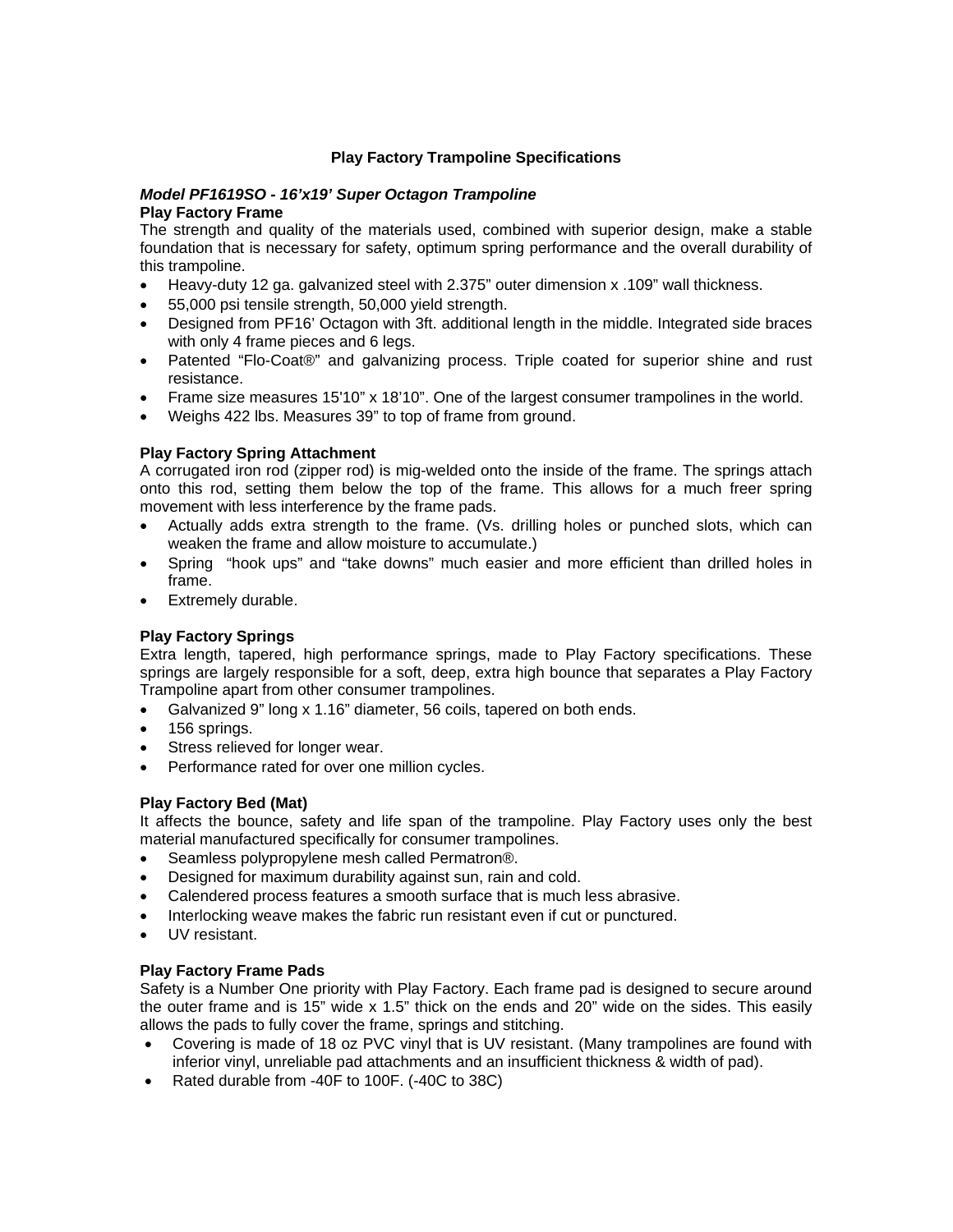# Play Factory Trampoline Specifications

## *Model PF1619SO - 16'x19' Super Octagon Trampoline*

### Play Factory Frame

The strength and quality of the materials used, combined with superior design, make a stable foundation that is necessary for safety, optimum spring performance and the overall durability of this trampoline.

- Heavy-duty 12 ga. galvanized steel with 2.375" outer dimension x .109" wall thickness.
- 55,000 psi tensile strength, 50,000 yield strength.
- Designed from PF16' Octagon with 3ft. additional length in the middle. Integrated side braces with only 4 frame pieces and 6 legs.
- Patented "Flo-Coat®" and galvanizing process. Triple coated for superior shine and rust resistance.
- Frame size measures 15'10" x 18'10". One of the largest consumer trampolines in the world.
- Weighs 422 lbs. Measures 39" to top of frame from ground.

### Play Factory Spring Attachment

A corrugated iron rod (zipper rod) is mig-welded onto the inside of the frame. The springs attach onto this rod, setting them below the top of the frame. This allows for a much freer spring movement with less interference by the frame pads.

- Actually adds extra strength to the frame. (Vs. drilling holes or punched slots, which can weaken the frame and allow moisture to accumulate.)
- Spring "hook ups" and "take downs" much easier and more efficient than drilled holes in frame.
- Extremely durable.

### Play Factory Springs

Extra length, tapered, high performance springs, made to Play Factory specifications. These springs are largely responsible for a soft, deep, extra high bounce that separates a Play Factory Trampoline apart from other consumer trampolines.

- Galvanized 9" long x 1.16" diameter, 56 coils, tapered on both ends.
- 156 springs.
- Stress relieved for longer wear.
- Performance rated for over one million cycles.

### Play Factory Bed (Mat)

It affects the bounce, safety and life span of the trampoline. Play Factory uses only the best material manufactured specifically for consumer trampolines.

- Seamless polypropylene mesh called Permatron®.
- Designed for maximum durability against sun, rain and cold.
- Calendered process features a smooth surface that is much less abrasive.
- Interlocking weave makes the fabric run resistant even if cut or punctured.
- UV resistant.

### Play Factory Frame Pads

Safety is a Number One priority with Play Factory. Each frame pad is designed to secure around the outer frame and is 15" wide x 1.5" thick on the ends and 20" wide on the sides. This easily allows the pads to fully cover the frame, springs and stitching.

- Covering is made of 18 oz PVC vinyl that is UV resistant. (Many trampolines are found with inferior vinyl, unreliable pad attachments and an insufficient thickness & width of pad).
- Rated durable from -40F to 100F. (-40C to 38C)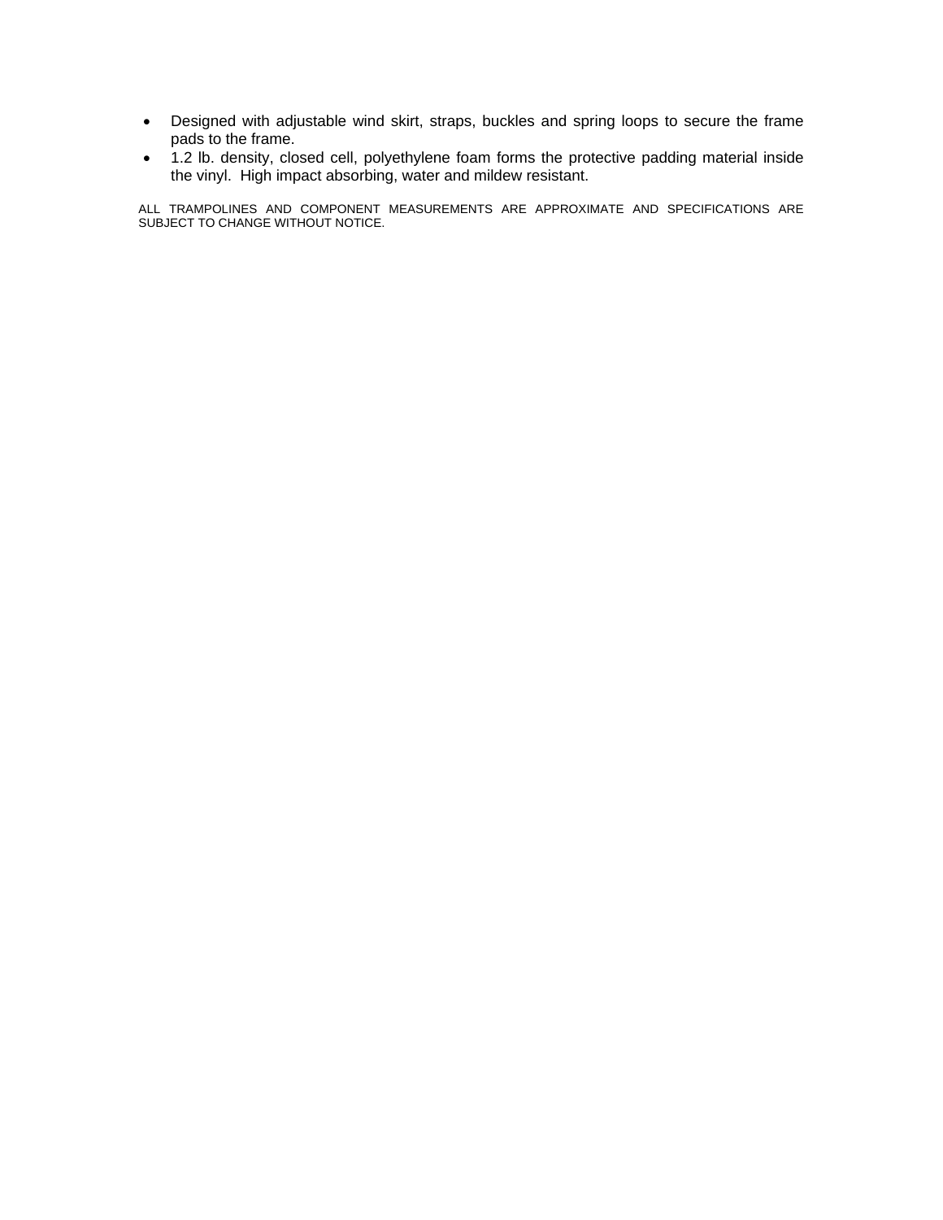- Designed with adjustable wind skirt, straps, buckles and spring loops to secure the frame pads to the frame.
- 1.2 lb. density, closed cell, polyethylene foam forms the protective padding material inside the vinyl. High impact absorbing, water and mildew resistant.

ALL TRAMPOLINES AND COMPONENT MEASUREMENTS ARE APPROXIMATE AND SPECIFICATIONS ARE SUBJECT TO CHANGE WITHOUT NOTICE.